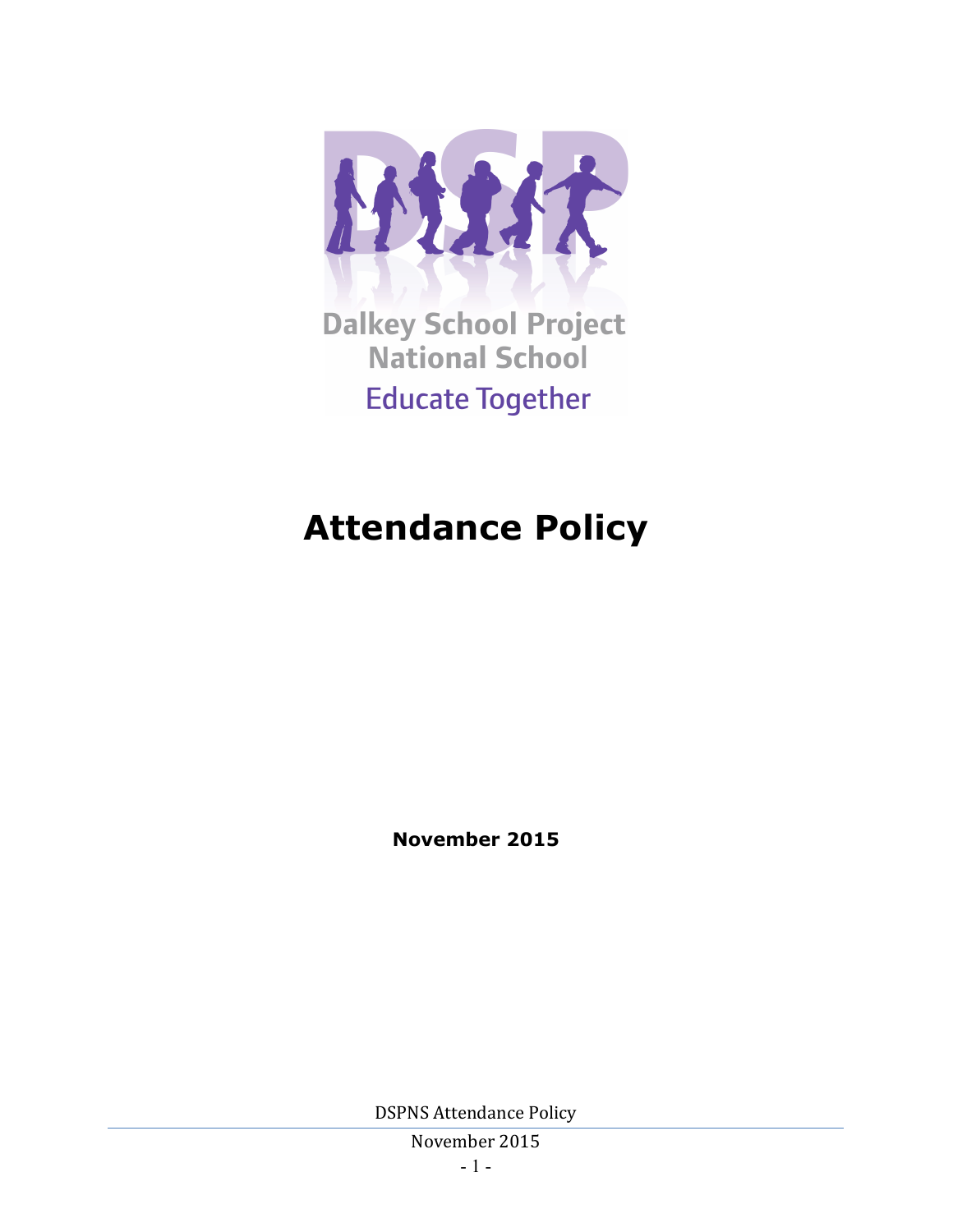Dalkey School Project National School

Educate Together

# Attendance Policy

**November 2015**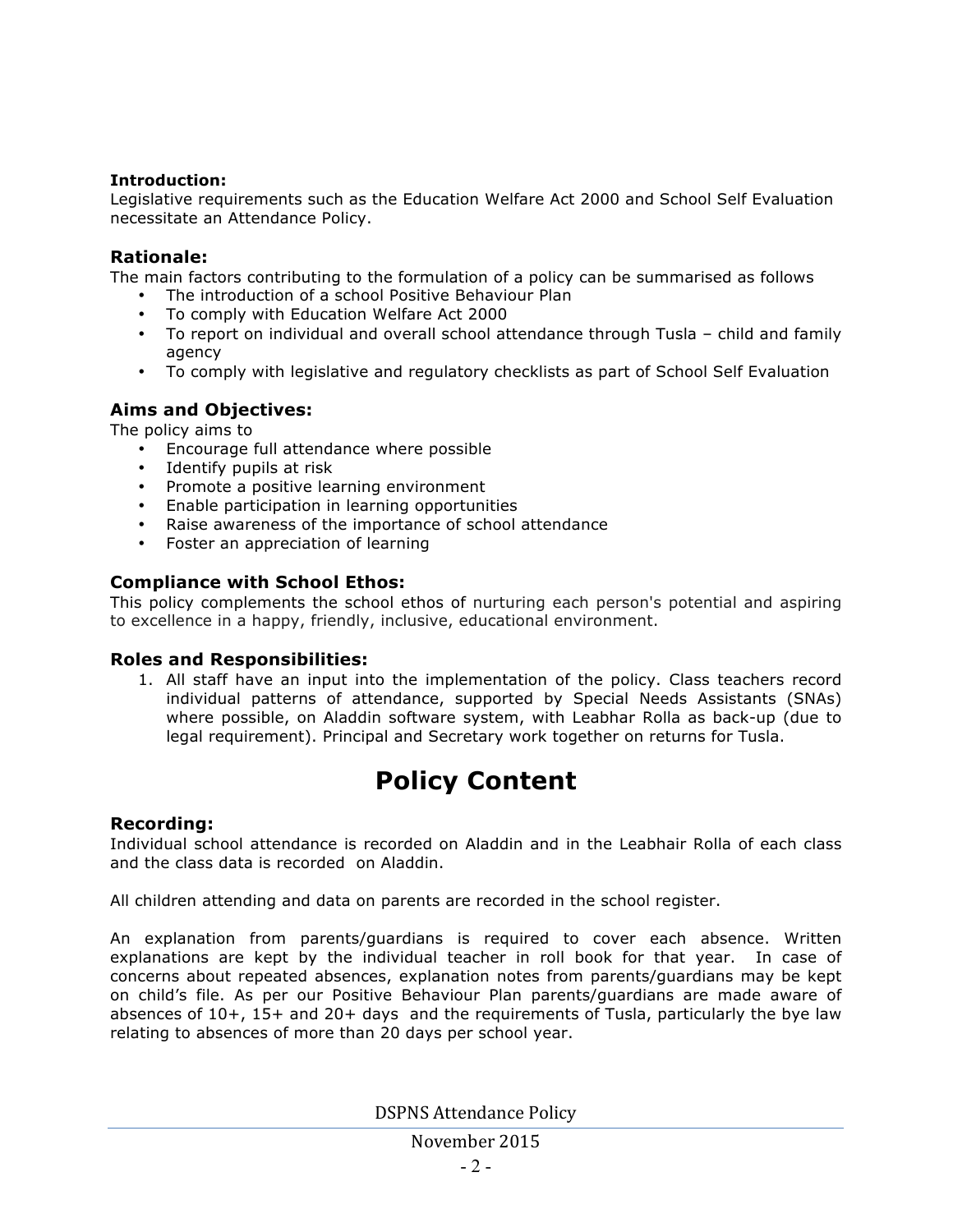**Introduction:**
Legislative requirements such as the Education Welfare Act 2000 and School Self Evaluation necessitate an Attendance Policy.

### Rationale:

The main factors contributing to the formulation of a policy can be summarised as follows

- The introduction of a school Positive Behaviour Plan
- To comply with Education Welfare Act 2000
- To report on individual and overall school attendance through Tusla – child and family agency
- To comply with legislative and regulatory checklists as part of School Self Evaluation

### Aims and Objectives:

The policy aims to

- Encourage full attendance where possible
- Identify pupils at risk
- Promote a positive learning environment
- Enable participation in learning opportunities
- Raise awareness of the importance of school attendance
- Foster an appreciation of learning

### Compliance with School Ethos:

This policy complements the school ethos of nurturing each person's potential and aspiring to excellence in a happy, friendly, inclusive, educational environment.

### Roles and Responsibilities:

1. All staff have an input into the implementation of the policy. Class teachers record individual patterns of attendance, supported by Special Needs Assistants (SNAs) where possible, on Aladdin software system, with Leabhar Rolla as back-up (due to legal requirement). Principal and Secretary work together on returns for Tusla.

# Policy Content

### Recording:

Individual school attendance is recorded on Aladdin and in the Leabhair Rolla of each class and the class data is recorded on Aladdin.

All children attending and data on parents are recorded in the school register.

An explanation from parents/guardians is required to cover each absence. Written explanations are kept by the individual teacher in roll book for that year. In case of concerns about repeated absences, explanation notes from parents/guardians may be kept on child's file. As per our Positive Behaviour Plan parents/guardians are made aware of absences of 10+, 15+ and 20+ days and the requirements of Tusla, particularly the bye law relating to absences of more than 20 days per school year.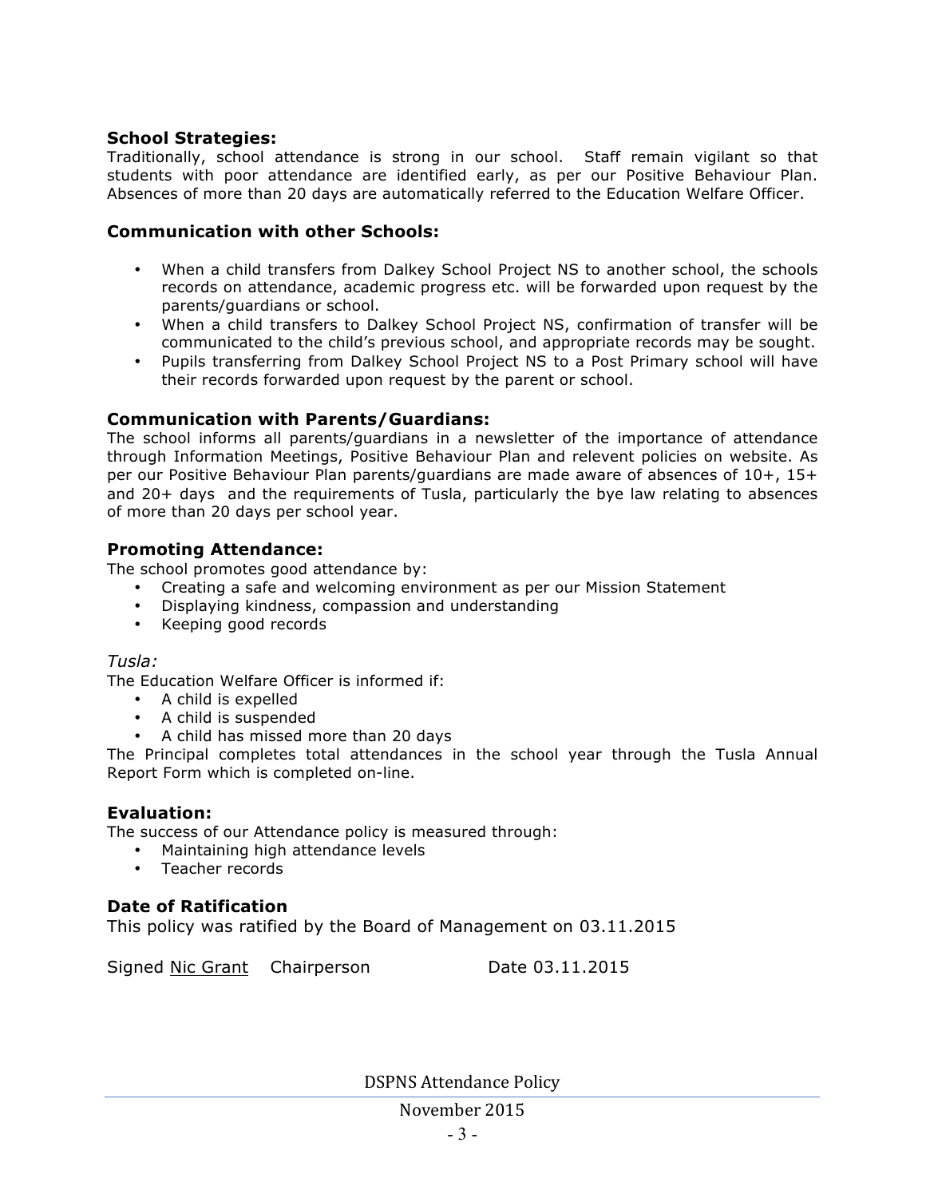**School Strategies:**
Traditionally, school attendance is strong in our school. Staff remain vigilant so that students with poor attendance are identified early, as per our Positive Behaviour Plan. Absences of more than 20 days are automatically referred to the Education Welfare Officer.

**Communication with other Schools:**

- When a child transfers from Dalkey School Project NS to another school, the schools records on attendance, academic progress etc. will be forwarded upon request by the parents/guardians or school.
- When a child transfers to Dalkey School Project NS, confirmation of transfer will be communicated to the child's previous school, and appropriate records may be sought.
- Pupils transferring from Dalkey School Project NS to a Post Primary school will have their records forwarded upon request by the parent or school.

**Communication with Parents/Guardians:**
The school informs all parents/guardians in a newsletter of the importance of attendance through Information Meetings, Positive Behaviour Plan and relevent policies on website. As per our Positive Behaviour Plan parents/guardians are made aware of absences of 10+, 15+ and 20+ days and the requirements of Tusla, particularly the bye law relating to absences of more than 20 days per school year.

**Promoting Attendance:**
The school promotes good attendance by:

- Creating a safe and welcoming environment as per our Mission Statement
- Displaying kindness, compassion and understanding
- Keeping good records

*Tusla:*
The Education Welfare Officer is informed if:

- A child is expelled
- A child is suspended
- A child has missed more than 20 days

The Principal completes total attendances in the school year through the Tusla Annual Report Form which is completed on-line.

**Evaluation:**
The success of our Attendance policy is measured through:

- Maintaining high attendance levels
- Teacher records

**Date of Ratification**
This policy was ratified by the Board of Management on 03.11.2015

Signed Nic Grant Chairperson Date 03.11.2015